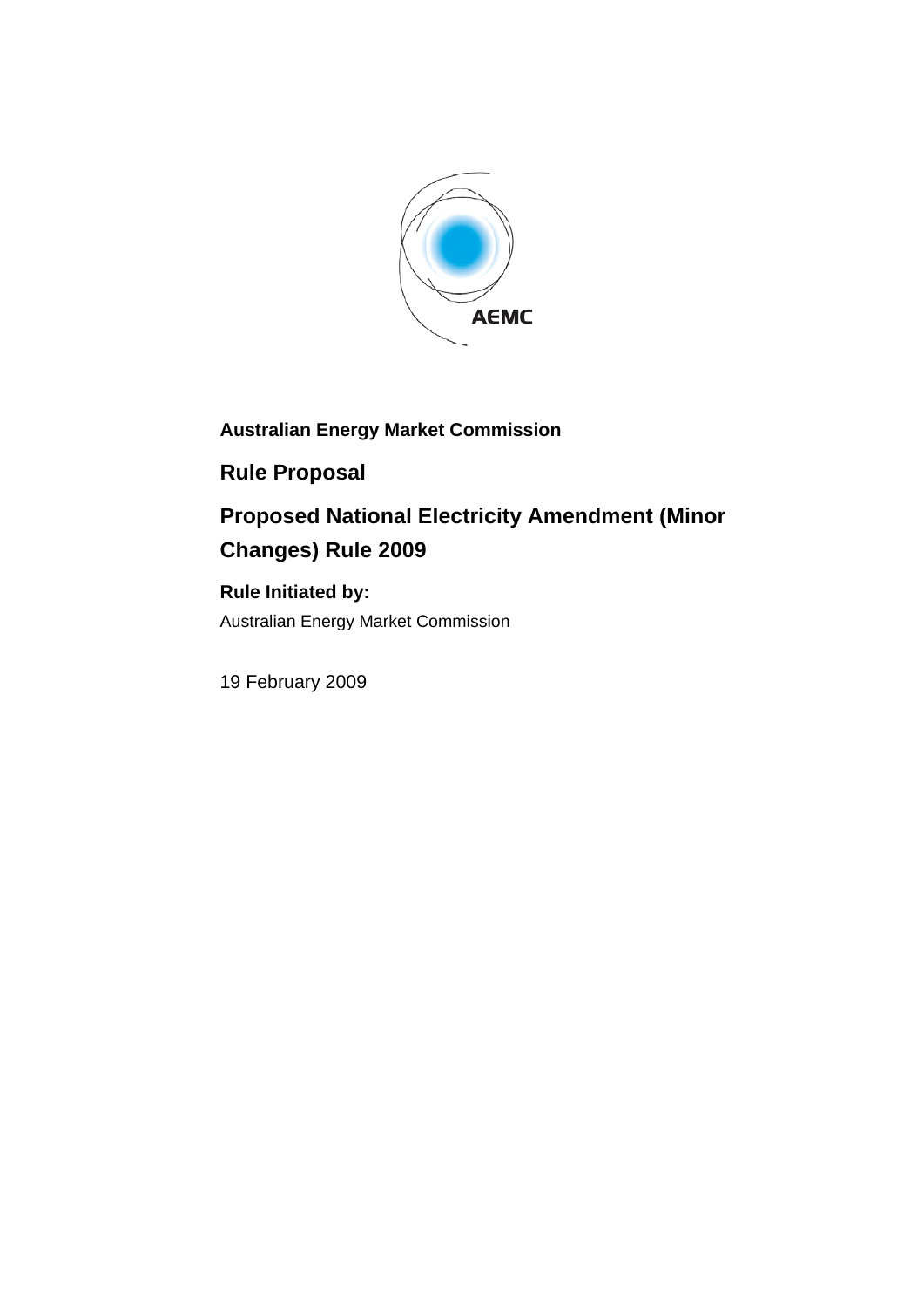AEMC

**Australian Energy Market Commission**

## Rule Proposal

# Proposed National Electricity Amendment (Minor Changes) Rule 2009

**Rule Initiated by:**

Australian Energy Market Commission

19 February 2009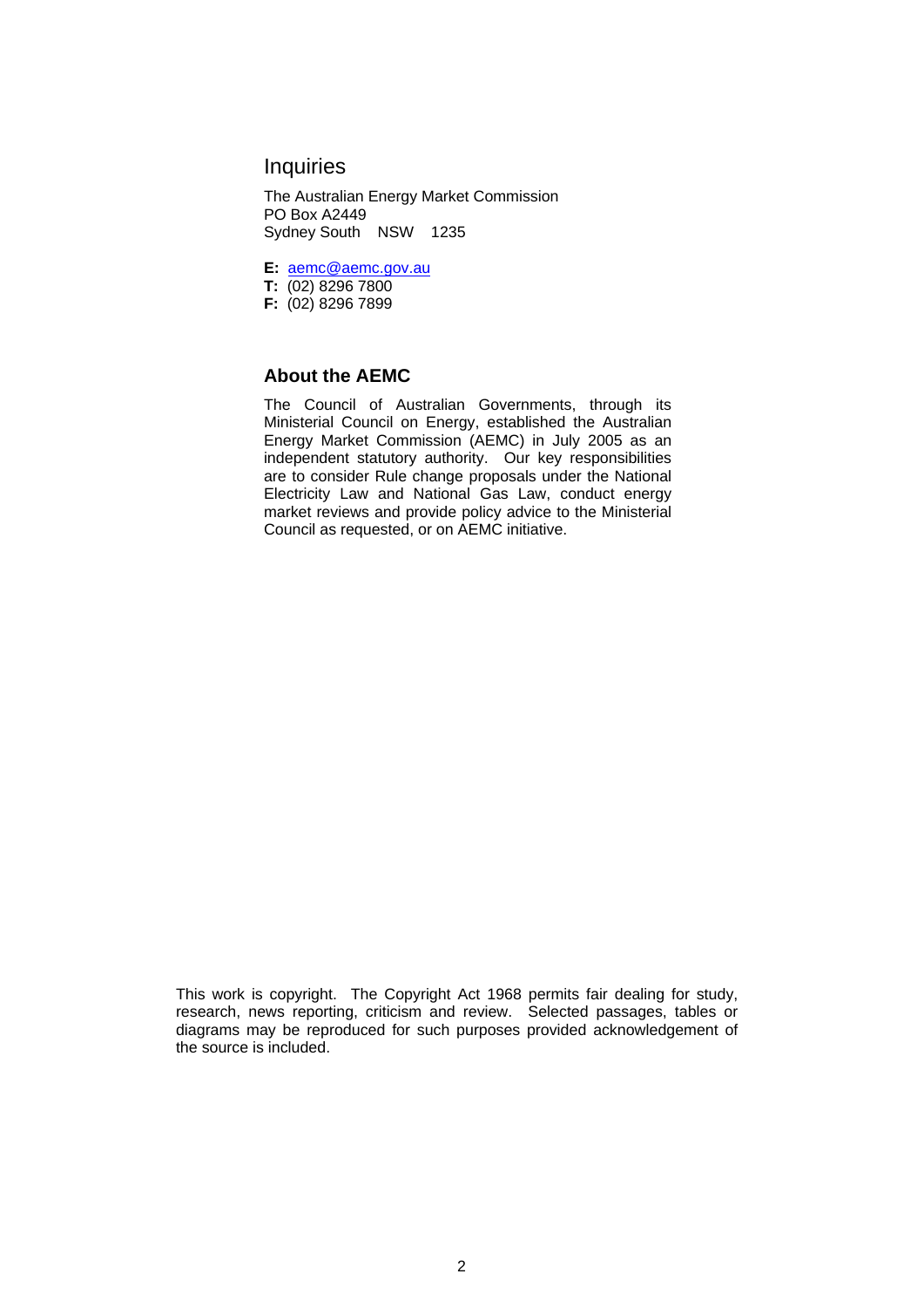## Inquiries

The Australian Energy Market Commission
PO Box A2449
Sydney South NSW 1235

**E:** aemc@aemc.gov.au
**T:** (02) 8296 7800
**F:** (02) 8296 7899

### About the AEMC

The Council of Australian Governments, through its Ministerial Council on Energy, established the Australian Energy Market Commission (AEMC) in July 2005 as an independent statutory authority. Our key responsibilities are to consider Rule change proposals under the National Electricity Law and National Gas Law, conduct energy market reviews and provide policy advice to the Ministerial Council as requested, or on AEMC initiative.

This work is copyright. The Copyright Act 1968 permits fair dealing for study, research, news reporting, criticism and review. Selected passages, tables or diagrams may be reproduced for such purposes provided acknowledgement of the source is included.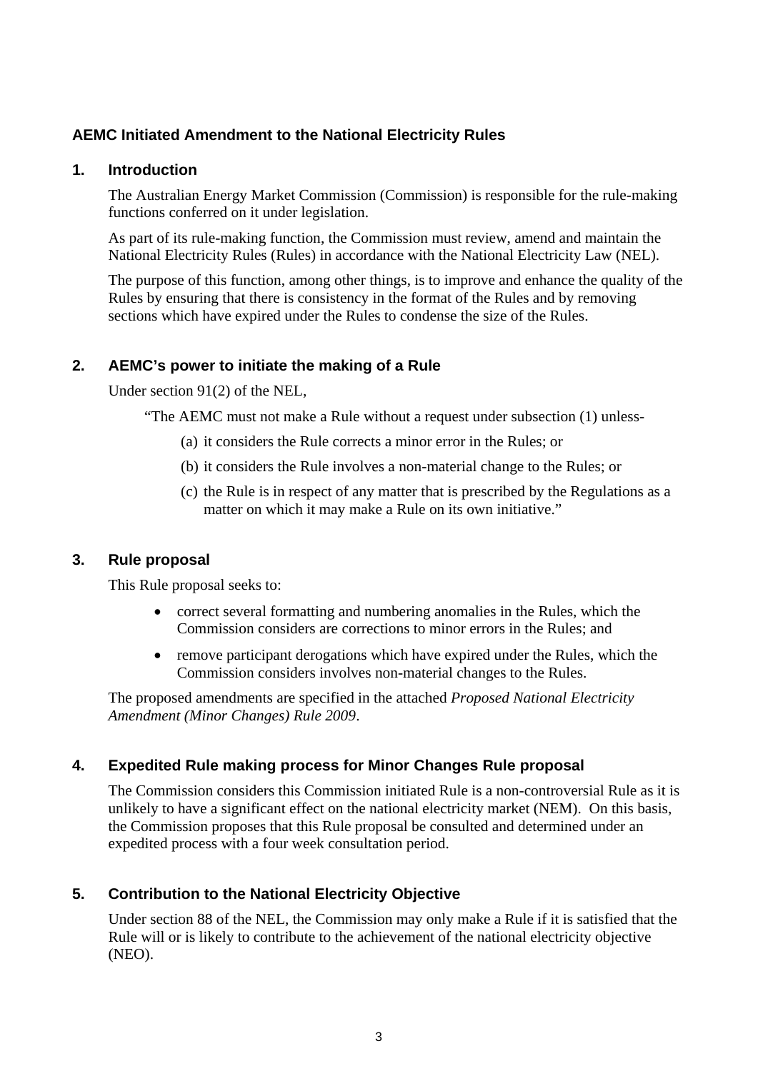## AEMC Initiated Amendment to the National Electricity Rules

### 1. Introduction

The Australian Energy Market Commission (Commission) is responsible for the rule-making functions conferred on it under legislation.

As part of its rule-making function, the Commission must review, amend and maintain the National Electricity Rules (Rules) in accordance with the National Electricity Law (NEL).

The purpose of this function, among other things, is to improve and enhance the quality of the Rules by ensuring that there is consistency in the format of the Rules and by removing sections which have expired under the Rules to condense the size of the Rules.

### 2. AEMC's power to initiate the making of a Rule

Under section 91(2) of the NEL,

> "The AEMC must not make a Rule without a request under subsection (1) unless-
>
> (a) it considers the Rule corrects a minor error in the Rules; or
>
> (b) it considers the Rule involves a non-material change to the Rules; or
>
> (c) the Rule is in respect of any matter that is prescribed by the Regulations as a matter on which it may make a Rule on its own initiative."

### 3. Rule proposal

This Rule proposal seeks to:

- correct several formatting and numbering anomalies in the Rules, which the Commission considers are corrections to minor errors in the Rules; and
- remove participant derogations which have expired under the Rules, which the Commission considers involves non-material changes to the Rules.

The proposed amendments are specified in the attached *Proposed National Electricity Amendment (Minor Changes) Rule 2009*.

### 4. Expedited Rule making process for Minor Changes Rule proposal

The Commission considers this Commission initiated Rule is a non-controversial Rule as it is unlikely to have a significant effect on the national electricity market (NEM). On this basis, the Commission proposes that this Rule proposal be consulted and determined under an expedited process with a four week consultation period.

### 5. Contribution to the National Electricity Objective

Under section 88 of the NEL, the Commission may only make a Rule if it is satisfied that the Rule will or is likely to contribute to the achievement of the national electricity objective (NEO).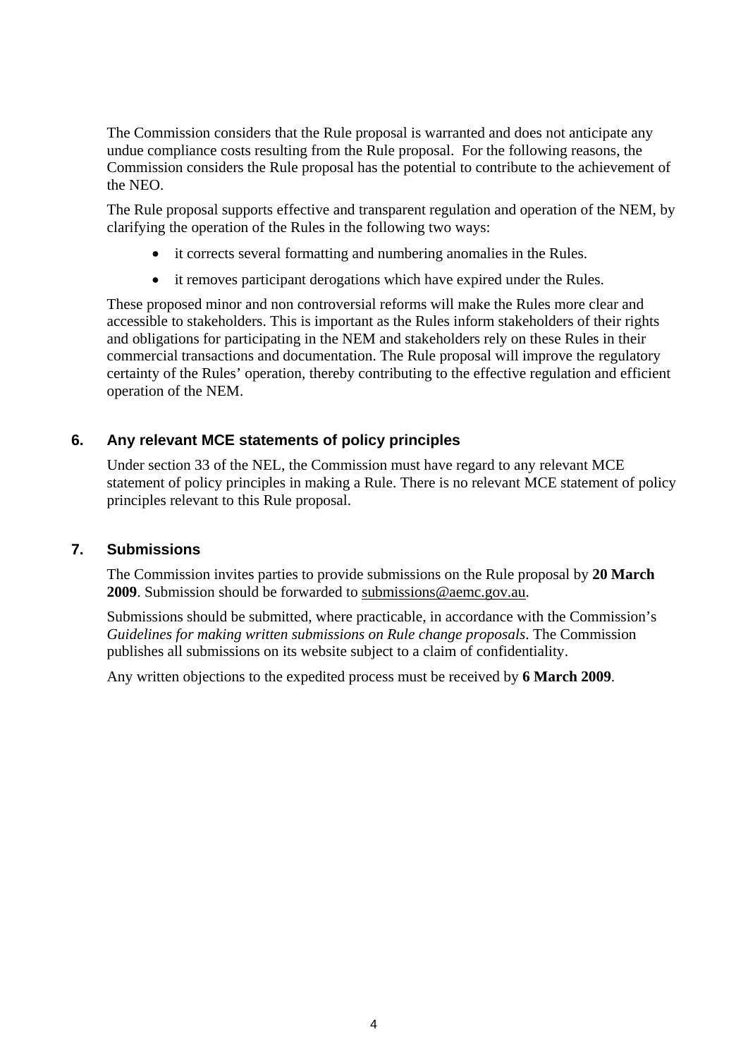The Commission considers that the Rule proposal is warranted and does not anticipate any undue compliance costs resulting from the Rule proposal. For the following reasons, the Commission considers the Rule proposal has the potential to contribute to the achievement of the NEO.

The Rule proposal supports effective and transparent regulation and operation of the NEM, by clarifying the operation of the Rules in the following two ways:

- it corrects several formatting and numbering anomalies in the Rules.
- it removes participant derogations which have expired under the Rules.

These proposed minor and non controversial reforms will make the Rules more clear and accessible to stakeholders. This is important as the Rules inform stakeholders of their rights and obligations for participating in the NEM and stakeholders rely on these Rules in their commercial transactions and documentation. The Rule proposal will improve the regulatory certainty of the Rules' operation, thereby contributing to the effective regulation and efficient operation of the NEM.

## 6. Any relevant MCE statements of policy principles

Under section 33 of the NEL, the Commission must have regard to any relevant MCE statement of policy principles in making a Rule. There is no relevant MCE statement of policy principles relevant to this Rule proposal.

## 7. Submissions

The Commission invites parties to provide submissions on the Rule proposal by **20 March 2009**. Submission should be forwarded to submissions@aemc.gov.au.

Submissions should be submitted, where practicable, in accordance with the Commission's *Guidelines for making written submissions on Rule change proposals*. The Commission publishes all submissions on its website subject to a claim of confidentiality.

Any written objections to the expedited process must be received by **6 March 2009**.